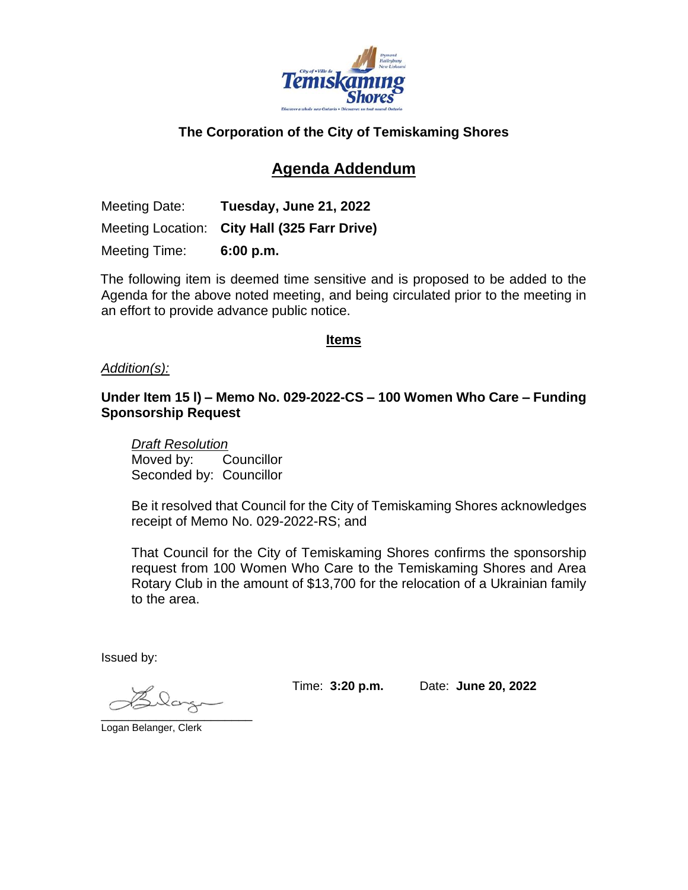**The Corporation of the City of Temiskaming Shores**

## Agenda Addendum

Meeting Date: **Tuesday, June 21, 2022**

Meeting Location: **City Hall (325 Farr Drive)**

Meeting Time: **6:00 p.m.**

The following item is deemed time sensitive and is proposed to be added to the Agenda for the above noted meeting, and being circulated prior to the meeting in an effort to provide advance public notice.

### Items

*Addition(s):*

**Under Item 15 l) – Memo No. 029-2022-CS – 100 Women Who Care – Funding Sponsorship Request**

*Draft Resolution*
Moved by: Councillor
Seconded by: Councillor

Be it resolved that Council for the City of Temiskaming Shores acknowledges receipt of Memo No. 029-2022-RS; and

That Council for the City of Temiskaming Shores confirms the sponsorship request from 100 Women Who Care to the Temiskaming Shores and Area Rotary Club in the amount of $13,700 for the relocation of a Ukrainian family to the area.

Issued by:

Time: **3:20 p.m.** Date: **June 20, 2022**

Logan Belanger, Clerk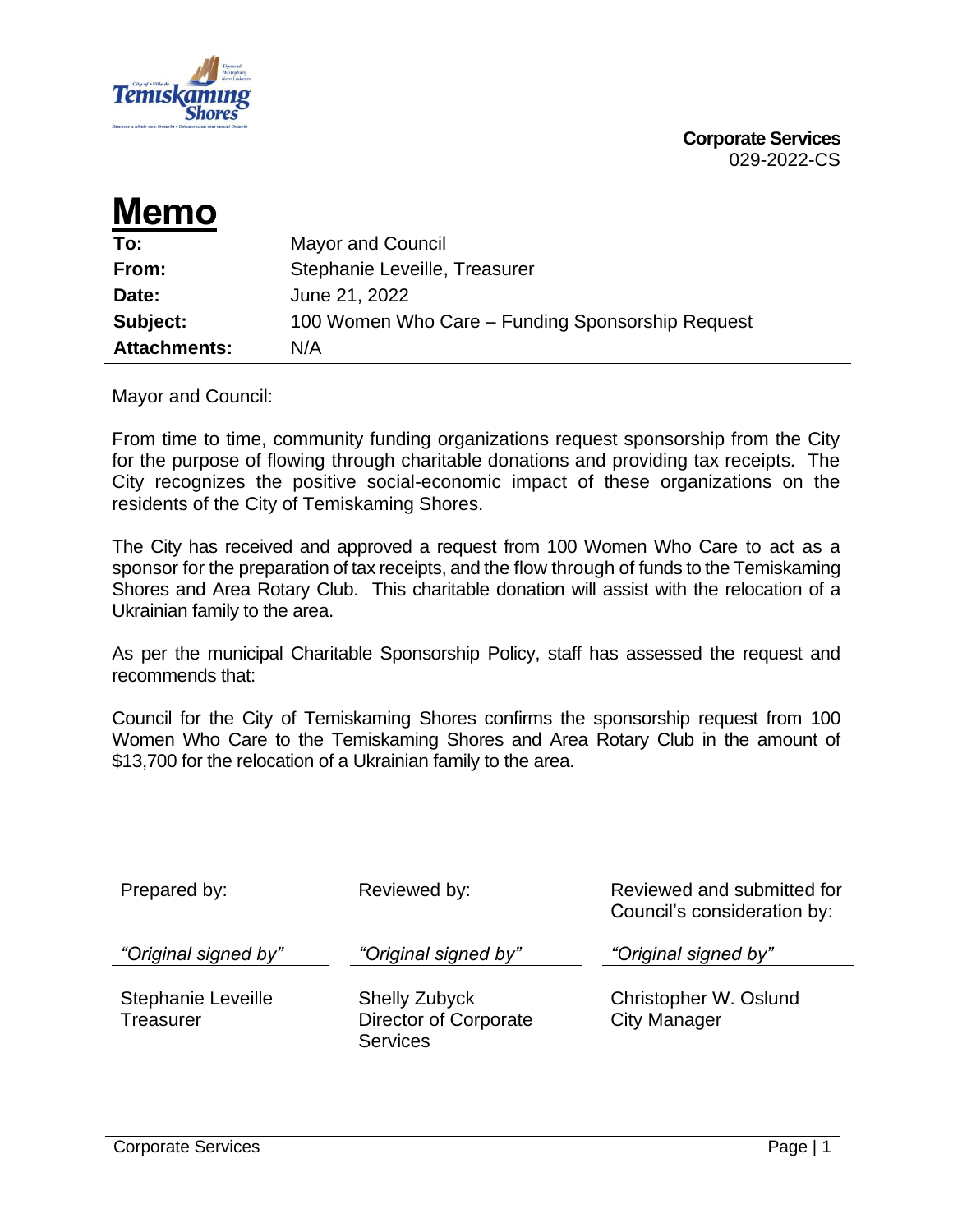**Corporate Services**
029-2022-CS

# Memo

| | |
|---|---|
| **To:** | Mayor and Council |
| **From:** | Stephanie Leveille, Treasurer |
| **Date:** | June 21, 2022 |
| **Subject:** | 100 Women Who Care – Funding Sponsorship Request |
| **Attachments:** | N/A |

Mayor and Council:

From time to time, community funding organizations request sponsorship from the City for the purpose of flowing through charitable donations and providing tax receipts. The City recognizes the positive social-economic impact of these organizations on the residents of the City of Temiskaming Shores.

The City has received and approved a request from 100 Women Who Care to act as a sponsor for the preparation of tax receipts, and the flow through of funds to the Temiskaming Shores and Area Rotary Club. This charitable donation will assist with the relocation of a Ukrainian family to the area.

As per the municipal Charitable Sponsorship Policy, staff has assessed the request and recommends that:

Council for the City of Temiskaming Shores confirms the sponsorship request from 100 Women Who Care to the Temiskaming Shores and Area Rotary Club in the amount of $13,700 for the relocation of a Ukrainian family to the area.

| Prepared by: | Reviewed by: | Reviewed and submitted for Council's consideration by: |
|---|---|---|
| *"Original signed by"* | *"Original signed by"* | *"Original signed by"* |
| Stephanie Leveille<br>Treasurer | Shelly Zubyck<br>Director of Corporate Services | Christopher W. Oslund<br>City Manager |